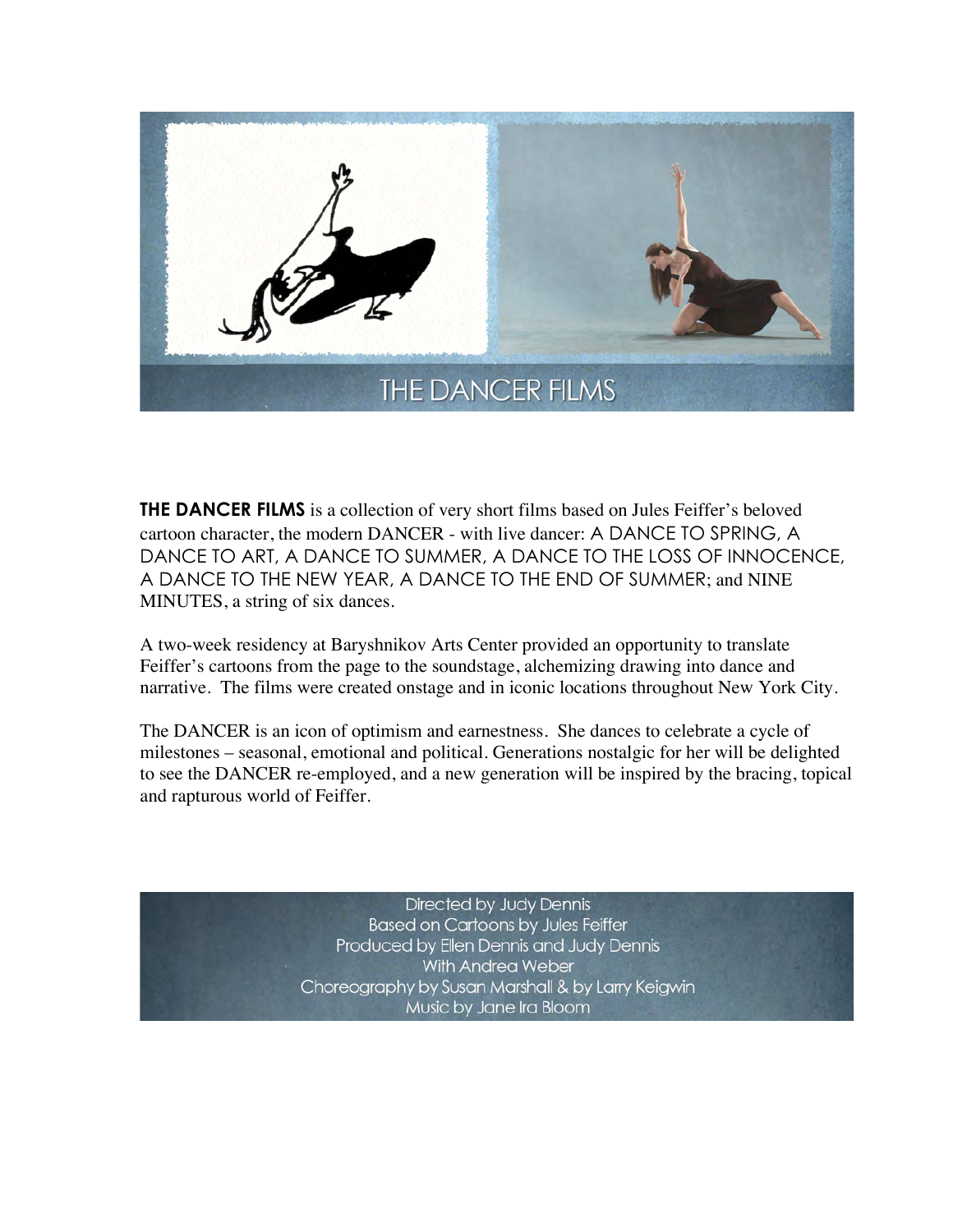# THE DANCER FILMS

**THE DANCER FILMS** is a collection of very short films based on Jules Feiffer's beloved cartoon character, the modern DANCER - with live dancer: A DANCE TO SPRING, A DANCE TO ART, A DANCE TO SUMMER, A DANCE TO THE LOSS OF INNOCENCE, A DANCE TO THE NEW YEAR, A DANCE TO THE END OF SUMMER; and NINE MINUTES, a string of six dances.

A two-week residency at Baryshnikov Arts Center provided an opportunity to translate Feiffer's cartoons from the page to the soundstage, alchemizing drawing into dance and narrative. The films were created onstage and in iconic locations throughout New York City.

The DANCER is an icon of optimism and earnestness. She dances to celebrate a cycle of milestones – seasonal, emotional and political. Generations nostalgic for her will be delighted to see the DANCER re-employed, and a new generation will be inspired by the bracing, topical and rapturous world of Feiffer.

Directed by Judy Dennis
Based on Cartoons by Jules Feiffer
Produced by Ellen Dennis and Judy Dennis
With Andrea Weber
Choreography by Susan Marshall & by Larry Keigwin
Music by Jane Ira Bloom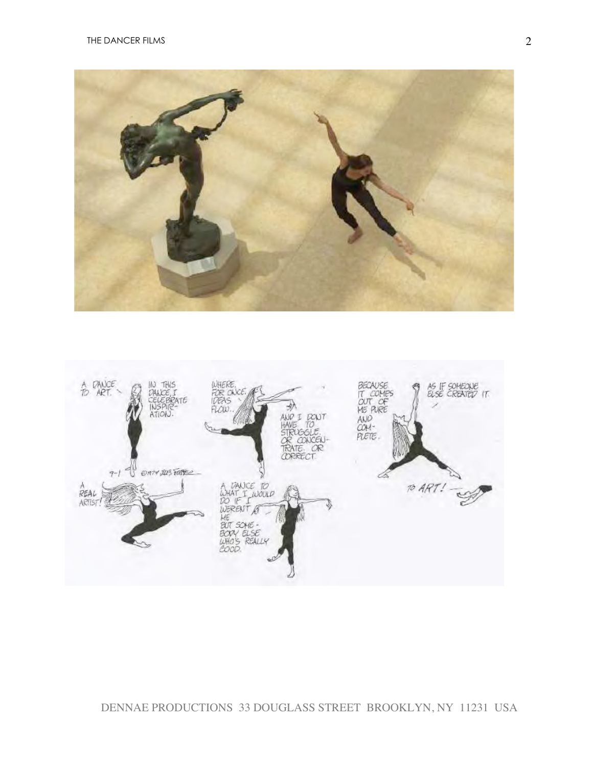A DANCE TO ART.

IN THIS DANCE, I CELEBRATE INSPIRATION.

WHERE, FOR ONCE, IDEAS FLOW..

AND I DON'T HAVE TO STRUGGLE. OR CONCENTRATE. OR CORRECT.

BECAUSE IT COMES OUT OF ME PURE AND COMPLETE.

AS IF SOMEONE ELSE CREATED IT.

A REAL ARTIST!

A DANCE TO WHAT I WOULD DO IF I WEREN'T ME BUT SOMEBODY ELSE WHO'S REALLY GOOD.

TO ART!

9-1 ©1974 2023 FEIFFER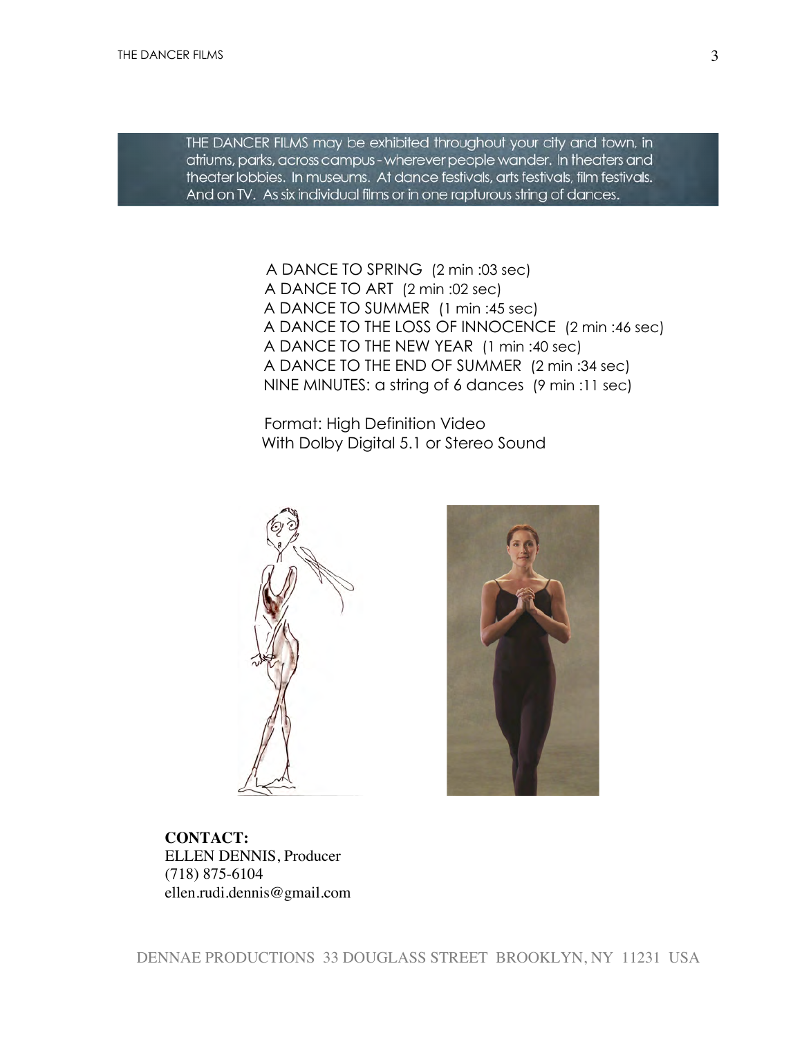THE DANCER FILMS may be exhibited throughout your city and town, in atriums, parks, across campus - wherever people wander. In theaters and theater lobbies. In museums. At dance festivals, arts festivals, film festivals. And on TV. As six individual films or in one rapturous string of dances.

A DANCE TO SPRING (2 min :03 sec)
A DANCE TO ART (2 min :02 sec)
A DANCE TO SUMMER (1 min :45 sec)
A DANCE TO THE LOSS OF INNOCENCE (2 min :46 sec)
A DANCE TO THE NEW YEAR (1 min :40 sec)
A DANCE TO THE END OF SUMMER (2 min :34 sec)
NINE MINUTES: a string of 6 dances (9 min :11 sec)

Format: High Definition Video
With Dolby Digital 5.1 or Stereo Sound

**CONTACT:**
ELLEN DENNIS, Producer
(718) 875-6104
ellen.rudi.dennis@gmail.com

DENNAE PRODUCTIONS 33 DOUGLASS STREET BROOKLYN, NY 11231 USA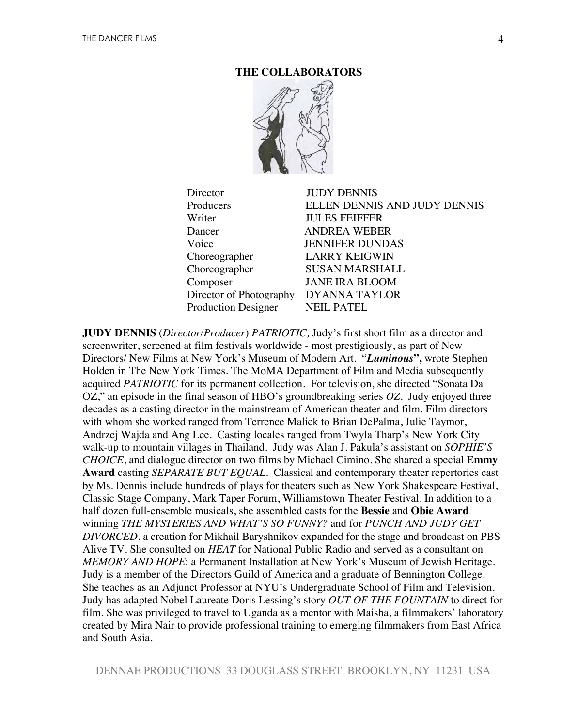## THE COLLABORATORS

| | |
|---|---|
| Director | JUDY DENNIS |
| Producers | ELLEN DENNIS AND JUDY DENNIS |
| Writer | JULES FEIFFER |
| Dancer | ANDREA WEBER |
| Voice | JENNIFER DUNDAS |
| Choreographer | LARRY KEIGWIN |
| Choreographer | SUSAN MARSHALL |
| Composer | JANE IRA BLOOM |
| Director of Photography | DYANNA TAYLOR |
| Production Designer | NEIL PATEL |

**JUDY DENNIS** (*Director/Producer*) *PATRIOTIC,* Judy's first short film as a director and screenwriter, screened at film festivals worldwide - most prestigiously, as part of New Directors/ New Films at New York's Museum of Modern Art. "***Luminous*",** wrote Stephen Holden in The New York Times. The MoMA Department of Film and Media subsequently acquired *PATRIOTIC* for its permanent collection. For television, she directed "Sonata Da OZ," an episode in the final season of HBO's groundbreaking series *OZ*. Judy enjoyed three decades as a casting director in the mainstream of American theater and film. Film directors with whom she worked ranged from Terrence Malick to Brian DePalma, Julie Taymor, Andrzej Wajda and Ang Lee. Casting locales ranged from Twyla Tharp's New York City walk-up to mountain villages in Thailand. Judy was Alan J. Pakula's assistant on *SOPHIE'S CHOICE*, and dialogue director on two films by Michael Cimino. She shared a special **Emmy Award** casting *SEPARATE BUT EQUAL.* Classical and contemporary theater repertories cast by Ms. Dennis include hundreds of plays for theaters such as New York Shakespeare Festival, Classic Stage Company, Mark Taper Forum, Williamstown Theater Festival. In addition to a half dozen full-ensemble musicals, she assembled casts for the **Bessie** and **Obie Award** winning *THE MYSTERIES AND WHAT'S SO FUNNY?* and for *PUNCH AND JUDY GET DIVORCED*, a creation for Mikhail Baryshnikov expanded for the stage and broadcast on PBS Alive TV. She consulted on *HEAT* for National Public Radio and served as a consultant on *MEMORY AND HOPE*: a Permanent Installation at New York's Museum of Jewish Heritage. Judy is a member of the Directors Guild of America and a graduate of Bennington College. She teaches as an Adjunct Professor at NYU's Undergraduate School of Film and Television. Judy has adapted Nobel Laureate Doris Lessing's story *OUT OF THE FOUNTAIN* to direct for film. She was privileged to travel to Uganda as a mentor with Maisha, a filmmakers' laboratory created by Mira Nair to provide professional training to emerging filmmakers from East Africa and South Asia.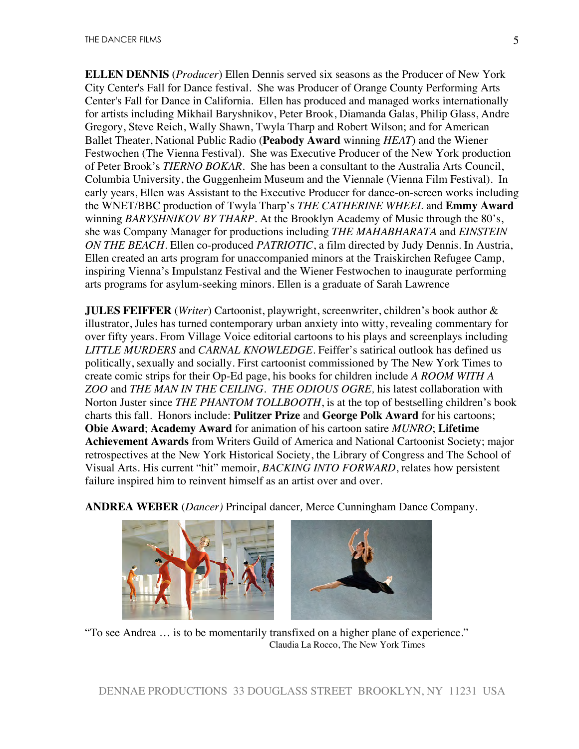**ELLEN DENNIS** (*Producer*) Ellen Dennis served six seasons as the Producer of New York City Center's Fall for Dance festival. She was Producer of Orange County Performing Arts Center's Fall for Dance in California. Ellen has produced and managed works internationally for artists including Mikhail Baryshnikov, Peter Brook, Diamanda Galas, Philip Glass, Andre Gregory, Steve Reich, Wally Shawn, Twyla Tharp and Robert Wilson; and for American Ballet Theater, National Public Radio (**Peabody Award** winning *HEAT*) and the Wiener Festwochen (The Vienna Festival). She was Executive Producer of the New York production of Peter Brook's *TIERNO BOKAR*. She has been a consultant to the Australia Arts Council, Columbia University, the Guggenheim Museum and the Viennale (Vienna Film Festival). In early years, Ellen was Assistant to the Executive Producer for dance-on-screen works including the WNET/BBC production of Twyla Tharp's *THE CATHERINE WHEEL* and **Emmy Award** winning *BARYSHNIKOV BY THARP*. At the Brooklyn Academy of Music through the 80's, she was Company Manager for productions including *THE MAHABHARATA* and *EINSTEIN ON THE BEACH*. Ellen co-produced *PATRIOTIC*, a film directed by Judy Dennis. In Austria, Ellen created an arts program for unaccompanied minors at the Traiskirchen Refugee Camp, inspiring Vienna's Impulstanz Festival and the Wiener Festwochen to inaugurate performing arts programs for asylum-seeking minors. Ellen is a graduate of Sarah Lawrence

**JULES FEIFFER** (*Writer*) Cartoonist, playwright, screenwriter, children's book author & illustrator, Jules has turned contemporary urban anxiety into witty, revealing commentary for over fifty years. From Village Voice editorial cartoons to his plays and screenplays including *LITTLE MURDERS* and *CARNAL KNOWLEDGE*. Feiffer's satirical outlook has defined us politically, sexually and socially. First cartoonist commissioned by The New York Times to create comic strips for their Op-Ed page, his books for children include *A ROOM WITH A ZOO* and *THE MAN IN THE CEILING*. *THE ODIOUS OGRE,* his latest collaboration with Norton Juster since *THE PHANTOM TOLLBOOTH*, is at the top of bestselling children's book charts this fall. Honors include: **Pulitzer Prize** and **George Polk Award** for his cartoons; **Obie Award**; **Academy Award** for animation of his cartoon satire *MUNRO*; **Lifetime Achievement Awards** from Writers Guild of America and National Cartoonist Society; major retrospectives at the New York Historical Society, the Library of Congress and The School of Visual Arts. His current "hit" memoir, *BACKING INTO FORWARD*, relates how persistent failure inspired him to reinvent himself as an artist over and over.

**ANDREA WEBER** (*Dancer)* Principal dancer, Merce Cunningham Dance Company.

"To see Andrea … is to be momentarily transfixed on a higher plane of experience."
Claudia La Rocco, The New York Times

DENNAE PRODUCTIONS 33 DOUGLASS STREET BROOKLYN, NY 11231 USA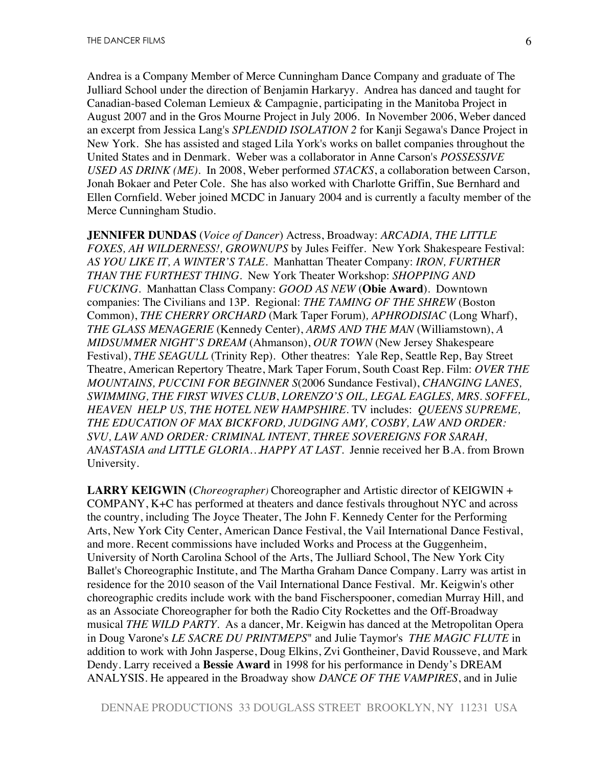Andrea is a Company Member of Merce Cunningham Dance Company and graduate of The Julliard School under the direction of Benjamin Harkaryy. Andrea has danced and taught for Canadian-based Coleman Lemieux & Campagnie, participating in the Manitoba Project in August 2007 and in the Gros Mourne Project in July 2006. In November 2006, Weber danced an excerpt from Jessica Lang's *SPLENDID ISOLATION 2* for Kanji Segawa's Dance Project in New York. She has assisted and staged Lila York's works on ballet companies throughout the United States and in Denmark. Weber was a collaborator in Anne Carson's *POSSESSIVE USED AS DRINK (ME)*. In 2008, Weber performed *STACKS*, a collaboration between Carson, Jonah Bokaer and Peter Cole. She has also worked with Charlotte Griffin, Sue Bernhard and Ellen Cornfield. Weber joined MCDC in January 2004 and is currently a faculty member of the Merce Cunningham Studio.

**JENNIFER DUNDAS** (*Voice of Dancer*) Actress, Broadway: *ARCADIA, THE LITTLE FOXES, AH WILDERNESS!, GROWNUPS* by Jules Feiffer. New York Shakespeare Festival: *AS YOU LIKE IT, A WINTER'S TALE*. Manhattan Theater Company: *IRON, FURTHER THAN THE FURTHEST THING*. New York Theater Workshop: *SHOPPING AND FUCKING*. Manhattan Class Company: *GOOD AS NEW* (**Obie Award**). Downtown companies: The Civilians and 13P. Regional: *THE TAMING OF THE SHREW* (Boston Common), *THE CHERRY ORCHARD* (Mark Taper Forum), *APHRODISIAC* (Long Wharf), *THE GLASS MENAGERIE* (Kennedy Center), *ARMS AND THE MAN* (Williamstown), *A MIDSUMMER NIGHT'S DREAM* (Ahmanson), *OUR TOWN* (New Jersey Shakespeare Festival), *THE SEAGULL* (Trinity Rep). Other theatres: Yale Rep, Seattle Rep, Bay Street Theatre, American Repertory Theatre, Mark Taper Forum, South Coast Rep. Film: *OVER THE MOUNTAINS, PUCCINI FOR BEGINNER S*(2006 Sundance Festival), *CHANGING LANES, SWIMMING, THE FIRST WIVES CLUB, LORENZO'S OIL, LEGAL EAGLES, MRS. SOFFEL, HEAVEN HELP US, THE HOTEL NEW HAMPSHIRE*. TV includes: *QUEENS SUPREME, THE EDUCATION OF MAX BICKFORD, JUDGING AMY, COSBY, LAW AND ORDER: SVU, LAW AND ORDER: CRIMINAL INTENT, THREE SOVEREIGNS FOR SARAH, ANASTASIA and LITTLE GLORIA…HAPPY AT LAST*. Jennie received her B.A. from Brown University.

**LARRY KEIGWIN (***Choreographer)* Choreographer and Artistic director of KEIGWIN + COMPANY, K+C has performed at theaters and dance festivals throughout NYC and across the country, including The Joyce Theater, The John F. Kennedy Center for the Performing Arts, New York City Center, American Dance Festival, the Vail International Dance Festival, and more. Recent commissions have included Works and Process at the Guggenheim, University of North Carolina School of the Arts, The Julliard School, The New York City Ballet's Choreographic Institute, and The Martha Graham Dance Company. Larry was artist in residence for the 2010 season of the Vail International Dance Festival. Mr. Keigwin's other choreographic credits include work with the band Fischerspooner, comedian Murray Hill, and as an Associate Choreographer for both the Radio City Rockettes and the Off-Broadway musical *THE WILD PARTY*. As a dancer, Mr. Keigwin has danced at the Metropolitan Opera in Doug Varone's *LE SACRE DU PRINTMEPS*" and Julie Taymor's *THE MAGIC FLUTE* in addition to work with John Jasperse, Doug Elkins, Zvi Gontheiner, David Rousseve, and Mark Dendy. Larry received a **Bessie Award** in 1998 for his performance in Dendy's DREAM ANALYSIS. He appeared in the Broadway show *DANCE OF THE VAMPIRES*, and in Julie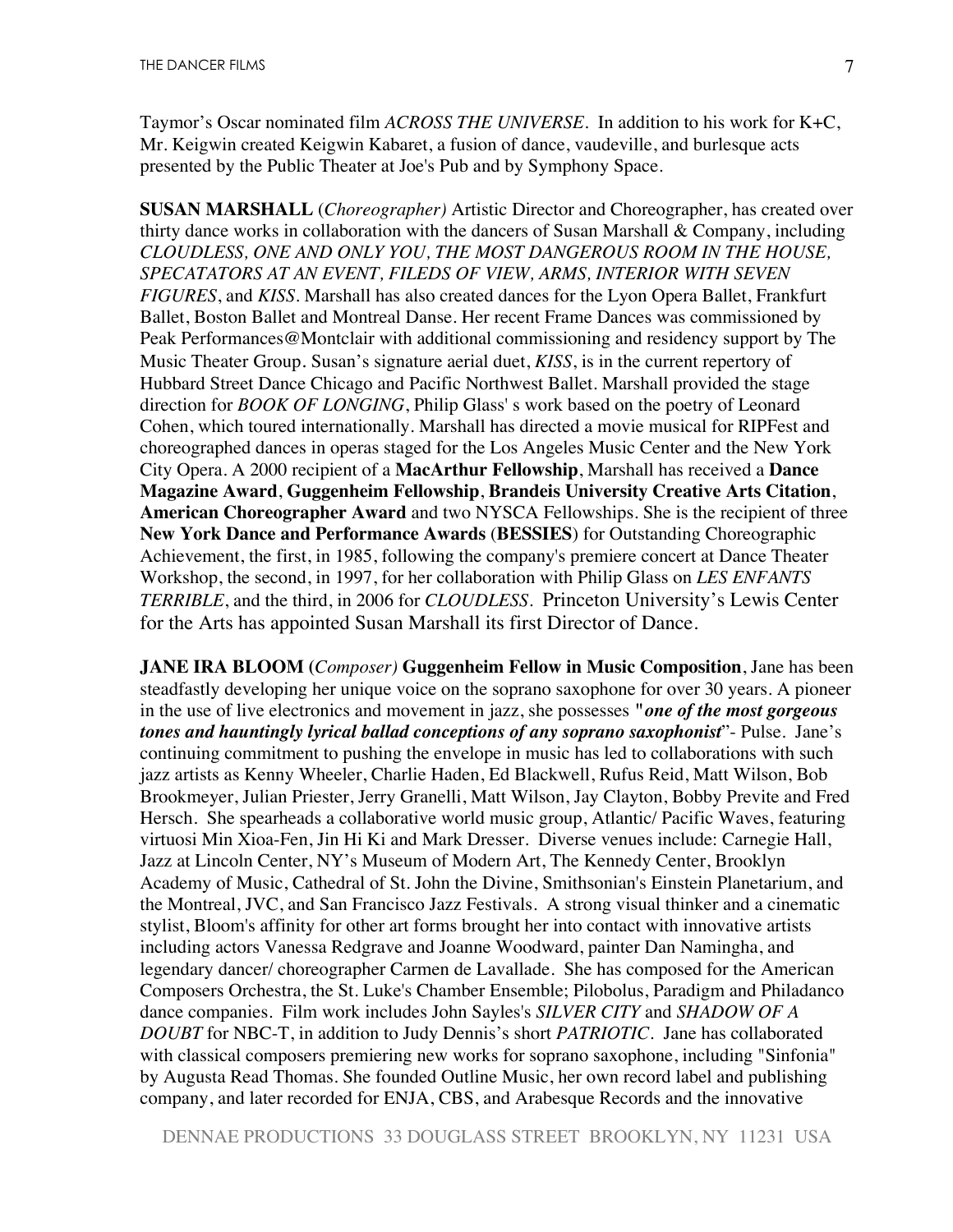Taymor's Oscar nominated film *ACROSS THE UNIVERSE*. In addition to his work for K+C, Mr. Keigwin created Keigwin Kabaret, a fusion of dance, vaudeville, and burlesque acts presented by the Public Theater at Joe's Pub and by Symphony Space.

**SUSAN MARSHALL** (*Choreographer)* Artistic Director and Choreographer, has created over thirty dance works in collaboration with the dancers of Susan Marshall & Company, including *CLOUDLESS, ONE AND ONLY YOU, THE MOST DANGEROUS ROOM IN THE HOUSE, SPECATATORS AT AN EVENT, FILEDS OF VIEW, ARMS, INTERIOR WITH SEVEN FIGURES*, and *KISS*. Marshall has also created dances for the Lyon Opera Ballet, Frankfurt Ballet, Boston Ballet and Montreal Danse. Her recent Frame Dances was commissioned by Peak Performances@Montclair with additional commissioning and residency support by The Music Theater Group. Susan's signature aerial duet, *KISS*, is in the current repertory of Hubbard Street Dance Chicago and Pacific Northwest Ballet. Marshall provided the stage direction for *BOOK OF LONGING*, Philip Glass' s work based on the poetry of Leonard Cohen, which toured internationally. Marshall has directed a movie musical for RIPFest and choreographed dances in operas staged for the Los Angeles Music Center and the New York City Opera. A 2000 recipient of a **MacArthur Fellowship**, Marshall has received a **Dance Magazine Award**, **Guggenheim Fellowship**, **Brandeis University Creative Arts Citation**, **American Choreographer Award** and two NYSCA Fellowships. She is the recipient of three **New York Dance and Performance Awards** (**BESSIES**) for Outstanding Choreographic Achievement, the first, in 1985, following the company's premiere concert at Dance Theater Workshop, the second, in 1997, for her collaboration with Philip Glass on *LES ENFANTS TERRIBLE*, and the third, in 2006 for *CLOUDLESS*. Princeton University's Lewis Center for the Arts has appointed Susan Marshall its first Director of Dance.

**JANE IRA BLOOM (***Composer)* **Guggenheim Fellow in Music Composition**, Jane has been steadfastly developing her unique voice on the soprano saxophone for over 30 years. A pioneer in the use of live electronics and movement in jazz, she possesses **"*one of the most gorgeous tones and hauntingly lyrical ballad conceptions of any soprano saxophonist*"**- Pulse. Jane's continuing commitment to pushing the envelope in music has led to collaborations with such jazz artists as Kenny Wheeler, Charlie Haden, Ed Blackwell, Rufus Reid, Matt Wilson, Bob Brookmeyer, Julian Priester, Jerry Granelli, Matt Wilson, Jay Clayton, Bobby Previte and Fred Hersch. She spearheads a collaborative world music group, Atlantic/ Pacific Waves, featuring virtuosi Min Xioa-Fen, Jin Hi Ki and Mark Dresser. Diverse venues include: Carnegie Hall, Jazz at Lincoln Center, NY's Museum of Modern Art, The Kennedy Center, Brooklyn Academy of Music, Cathedral of St. John the Divine, Smithsonian's Einstein Planetarium, and the Montreal, JVC, and San Francisco Jazz Festivals. A strong visual thinker and a cinematic stylist, Bloom's affinity for other art forms brought her into contact with innovative artists including actors Vanessa Redgrave and Joanne Woodward, painter Dan Namingha, and legendary dancer/ choreographer Carmen de Lavallade. She has composed for the American Composers Orchestra, the St. Luke's Chamber Ensemble; Pilobolus, Paradigm and Philadanco dance companies. Film work includes John Sayles's *SILVER CITY* and *SHADOW OF A DOUBT* for NBC-T, in addition to Judy Dennis's short *PATRIOTIC*. Jane has collaborated with classical composers premiering new works for soprano saxophone, including "Sinfonia" by Augusta Read Thomas. She founded Outline Music, her own record label and publishing company, and later recorded for ENJA, CBS, and Arabesque Records and the innovative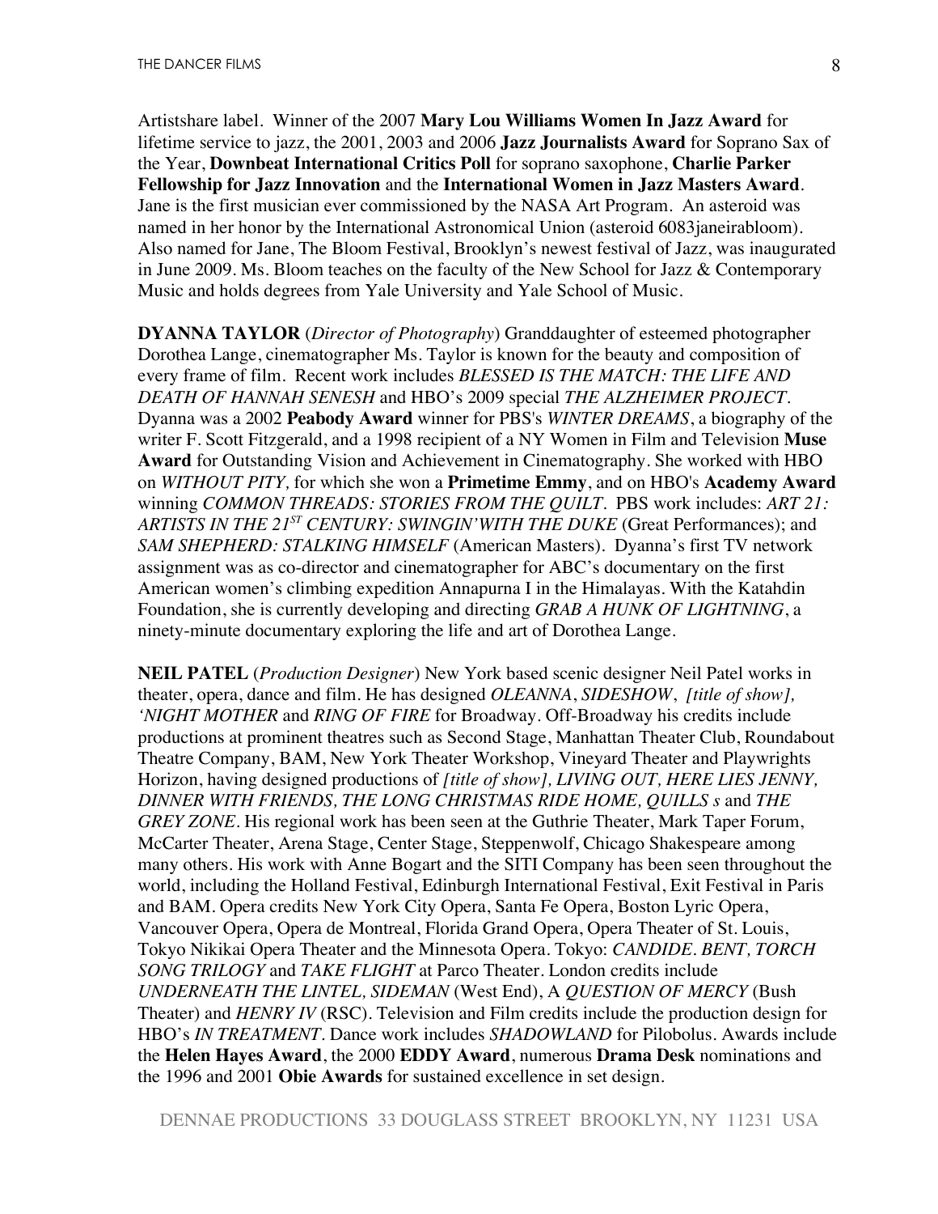Artistshare label. Winner of the 2007 **Mary Lou Williams Women In Jazz Award** for lifetime service to jazz, the 2001, 2003 and 2006 **Jazz Journalists Award** for Soprano Sax of the Year, **Downbeat International Critics Poll** for soprano saxophone, **Charlie Parker Fellowship for Jazz Innovation** and the **International Women in Jazz Masters Award**. Jane is the first musician ever commissioned by the NASA Art Program. An asteroid was named in her honor by the International Astronomical Union (asteroid 6083janeirabloom). Also named for Jane, The Bloom Festival, Brooklyn's newest festival of Jazz, was inaugurated in June 2009. Ms. Bloom teaches on the faculty of the New School for Jazz & Contemporary Music and holds degrees from Yale University and Yale School of Music.

**DYANNA TAYLOR** (*Director of Photography*) Granddaughter of esteemed photographer Dorothea Lange, cinematographer Ms. Taylor is known for the beauty and composition of every frame of film. Recent work includes *BLESSED IS THE MATCH: THE LIFE AND DEATH OF HANNAH SENESH* and HBO's 2009 special *THE ALZHEIMER PROJECT*. Dyanna was a 2002 **Peabody Award** winner for PBS's *WINTER DREAMS*, a biography of the writer F. Scott Fitzgerald, and a 1998 recipient of a NY Women in Film and Television **Muse Award** for Outstanding Vision and Achievement in Cinematography. She worked with HBO on *WITHOUT PITY,* for which she won a **Primetime Emmy**, and on HBO's **Academy Award** winning *COMMON THREADS: STORIES FROM THE QUILT*. PBS work includes: *ART 21: ARTISTS IN THE 21ST CENTURY: SWINGIN'WITH THE DUKE* (Great Performances); and *SAM SHEPHERD: STALKING HIMSELF* (American Masters). Dyanna's first TV network assignment was as co-director and cinematographer for ABC's documentary on the first American women's climbing expedition Annapurna I in the Himalayas. With the Katahdin Foundation, she is currently developing and directing *GRAB A HUNK OF LIGHTNING*, a ninety-minute documentary exploring the life and art of Dorothea Lange.

**NEIL PATEL** (*Production Designer*) New York based scenic designer Neil Patel works in theater, opera, dance and film. He has designed *OLEANNA*, *SIDESHOW*, *[title of show], 'NIGHT MOTHER* and *RING OF FIRE* for Broadway. Off-Broadway his credits include productions at prominent theatres such as Second Stage, Manhattan Theater Club, Roundabout Theatre Company, BAM, New York Theater Workshop, Vineyard Theater and Playwrights Horizon, having designed productions of *[title of show], LIVING OUT, HERE LIES JENNY, DINNER WITH FRIENDS, THE LONG CHRISTMAS RIDE HOME, QUILLS s* and *THE GREY ZONE*. His regional work has been seen at the Guthrie Theater, Mark Taper Forum, McCarter Theater, Arena Stage, Center Stage, Steppenwolf, Chicago Shakespeare among many others. His work with Anne Bogart and the SITI Company has been seen throughout the world, including the Holland Festival, Edinburgh International Festival, Exit Festival in Paris and BAM. Opera credits New York City Opera, Santa Fe Opera, Boston Lyric Opera, Vancouver Opera, Opera de Montreal, Florida Grand Opera, Opera Theater of St. Louis, Tokyo Nikikai Opera Theater and the Minnesota Opera. Tokyo: *CANDIDE. BENT, TORCH SONG TRILOGY* and *TAKE FLIGHT* at Parco Theater. London credits include *UNDERNEATH THE LINTEL, SIDEMAN* (West End), A *QUESTION OF MERCY* (Bush Theater) and *HENRY IV* (RSC). Television and Film credits include the production design for HBO's *IN TREATMENT*. Dance work includes *SHADOWLAND* for Pilobolus. Awards include the **Helen Hayes Award**, the 2000 **EDDY Award**, numerous **Drama Desk** nominations and the 1996 and 2001 **Obie Awards** for sustained excellence in set design.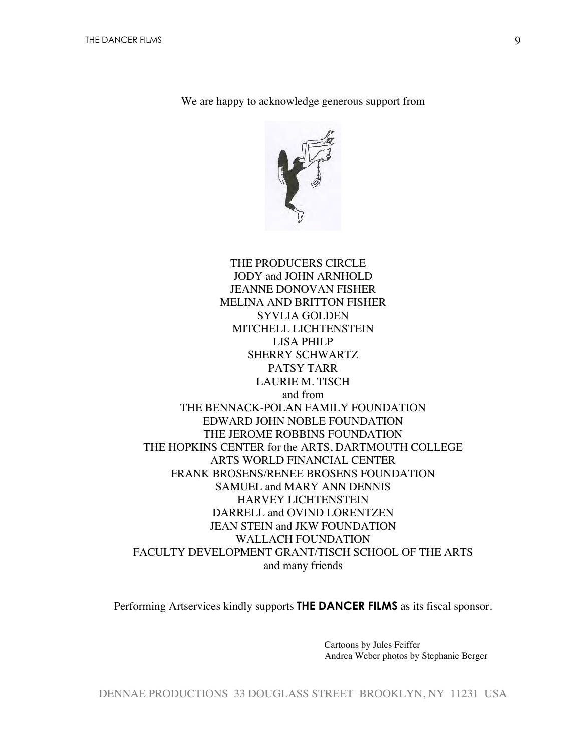We are happy to acknowledge generous support from

THE PRODUCERS CIRCLE
JODY and JOHN ARNHOLD
JEANNE DONOVAN FISHER
MELINA AND BRITTON FISHER
SYVLIA GOLDEN
MITCHELL LICHTENSTEIN
LISA PHILP
SHERRY SCHWARTZ
PATSY TARR
LAURIE M. TISCH
and from
THE BENNACK-POLAN FAMILY FOUNDATION
EDWARD JOHN NOBLE FOUNDATION
THE JEROME ROBBINS FOUNDATION
THE HOPKINS CENTER for the ARTS, DARTMOUTH COLLEGE
ARTS WORLD FINANCIAL CENTER
FRANK BROSENS/RENEE BROSENS FOUNDATION
SAMUEL and MARY ANN DENNIS
HARVEY LICHTENSTEIN
DARRELL and OVIND LORENTZEN
JEAN STEIN and JKW FOUNDATION
WALLACH FOUNDATION
FACULTY DEVELOPMENT GRANT/TISCH SCHOOL OF THE ARTS
and many friends

Performing Artservices kindly supports **THE DANCER FILMS** as its fiscal sponsor.

Cartoons by Jules Feiffer
Andrea Weber photos by Stephanie Berger

DENNAE PRODUCTIONS 33 DOUGLASS STREET BROOKLYN, NY 11231 USA